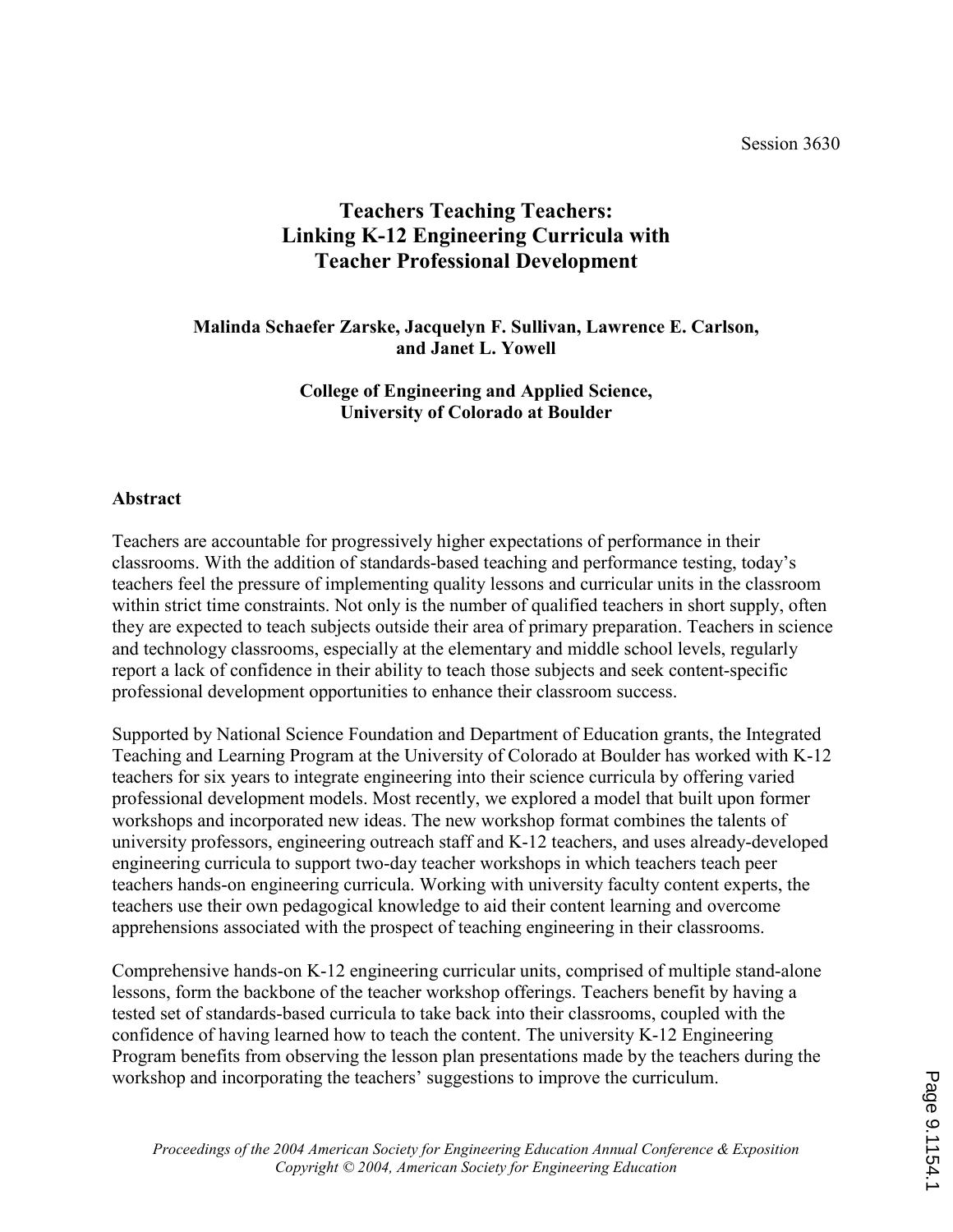Session 3630

# Teachers Teaching Teachers: Linking K-12 Engineering Curricula with Teacher Professional Development

**Malinda Schaefer Zarske, Jacquelyn F. Sullivan, Lawrence E. Carlson, and Janet L. Yowell**

**College of Engineering and Applied Science, University of Colorado at Boulder**

## Abstract

Teachers are accountable for progressively higher expectations of performance in their classrooms. With the addition of standards-based teaching and performance testing, today's teachers feel the pressure of implementing quality lessons and curricular units in the classroom within strict time constraints. Not only is the number of qualified teachers in short supply, often they are expected to teach subjects outside their area of primary preparation. Teachers in science and technology classrooms, especially at the elementary and middle school levels, regularly report a lack of confidence in their ability to teach those subjects and seek content-specific professional development opportunities to enhance their classroom success.

Supported by National Science Foundation and Department of Education grants, the Integrated Teaching and Learning Program at the University of Colorado at Boulder has worked with K-12 teachers for six years to integrate engineering into their science curricula by offering varied professional development models. Most recently, we explored a model that built upon former workshops and incorporated new ideas. The new workshop format combines the talents of university professors, engineering outreach staff and K-12 teachers, and uses already-developed engineering curricula to support two-day teacher workshops in which teachers teach peer teachers hands-on engineering curricula. Working with university faculty content experts, the teachers use their own pedagogical knowledge to aid their content learning and overcome apprehensions associated with the prospect of teaching engineering in their classrooms.

Comprehensive hands-on K-12 engineering curricular units, comprised of multiple stand-alone lessons, form the backbone of the teacher workshop offerings. Teachers benefit by having a tested set of standards-based curricula to take back into their classrooms, coupled with the confidence of having learned how to teach the content. The university K-12 Engineering Program benefits from observing the lesson plan presentations made by the teachers during the workshop and incorporating the teachers' suggestions to improve the curriculum.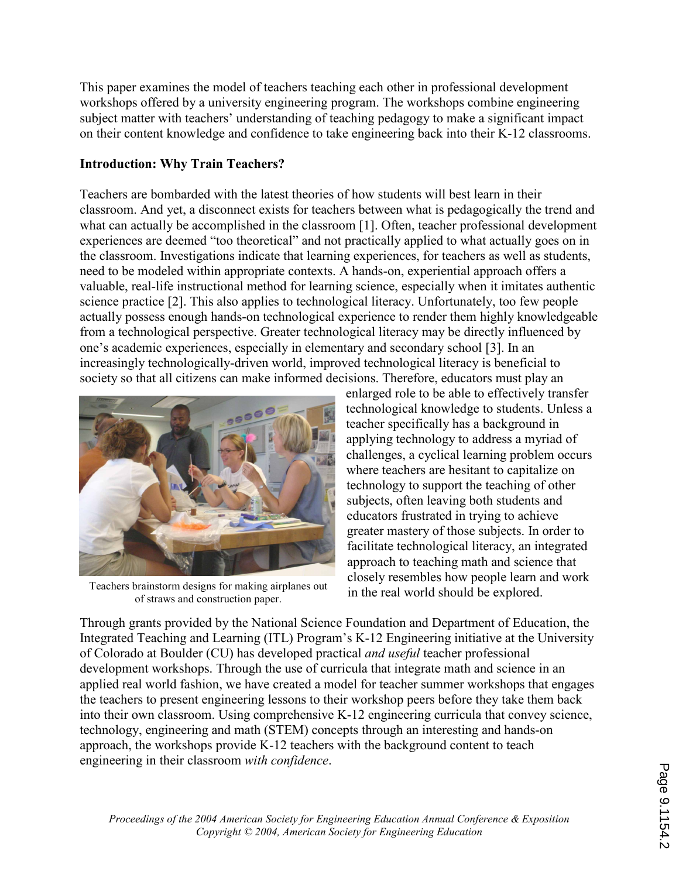This paper examines the model of teachers teaching each other in professional development workshops offered by a university engineering program. The workshops combine engineering subject matter with teachers' understanding of teaching pedagogy to make a significant impact on their content knowledge and confidence to take engineering back into their K-12 classrooms.

**Introduction: Why Train Teachers?**

Teachers are bombarded with the latest theories of how students will best learn in their classroom. And yet, a disconnect exists for teachers between what is pedagogically the trend and what can actually be accomplished in the classroom [1]. Often, teacher professional development experiences are deemed "too theoretical" and not practically applied to what actually goes on in the classroom. Investigations indicate that learning experiences, for teachers as well as students, need to be modeled within appropriate contexts. A hands-on, experiential approach offers a valuable, real-life instructional method for learning science, especially when it imitates authentic science practice [2]. This also applies to technological literacy. Unfortunately, too few people actually possess enough hands-on technological experience to render them highly knowledgeable from a technological perspective. Greater technological literacy may be directly influenced by one's academic experiences, especially in elementary and secondary school [3]. In an increasingly technologically-driven world, improved technological literacy is beneficial to society so that all citizens can make informed decisions. Therefore, educators must play an enlarged role to be able to effectively transfer technological knowledge to students. Unless a teacher specifically has a background in applying technology to address a myriad of challenges, a cyclical learning problem occurs where teachers are hesitant to capitalize on technology to support the teaching of other subjects, often leaving both students and educators frustrated in trying to achieve greater mastery of those subjects. In order to facilitate technological literacy, an integrated approach to teaching math and science that closely resembles how people learn and work in the real world should be explored.

Teachers brainstorm designs for making airplanes out of straws and construction paper.

Through grants provided by the National Science Foundation and Department of Education, the Integrated Teaching and Learning (ITL) Program's K-12 Engineering initiative at the University of Colorado at Boulder (CU) has developed practical *and useful* teacher professional development workshops. Through the use of curricula that integrate math and science in an applied real world fashion, we have created a model for teacher summer workshops that engages the teachers to present engineering lessons to their workshop peers before they take them back into their own classroom. Using comprehensive K-12 engineering curricula that convey science, technology, engineering and math (STEM) concepts through an interesting and hands-on approach, the workshops provide K-12 teachers with the background content to teach engineering in their classroom *with confidence*.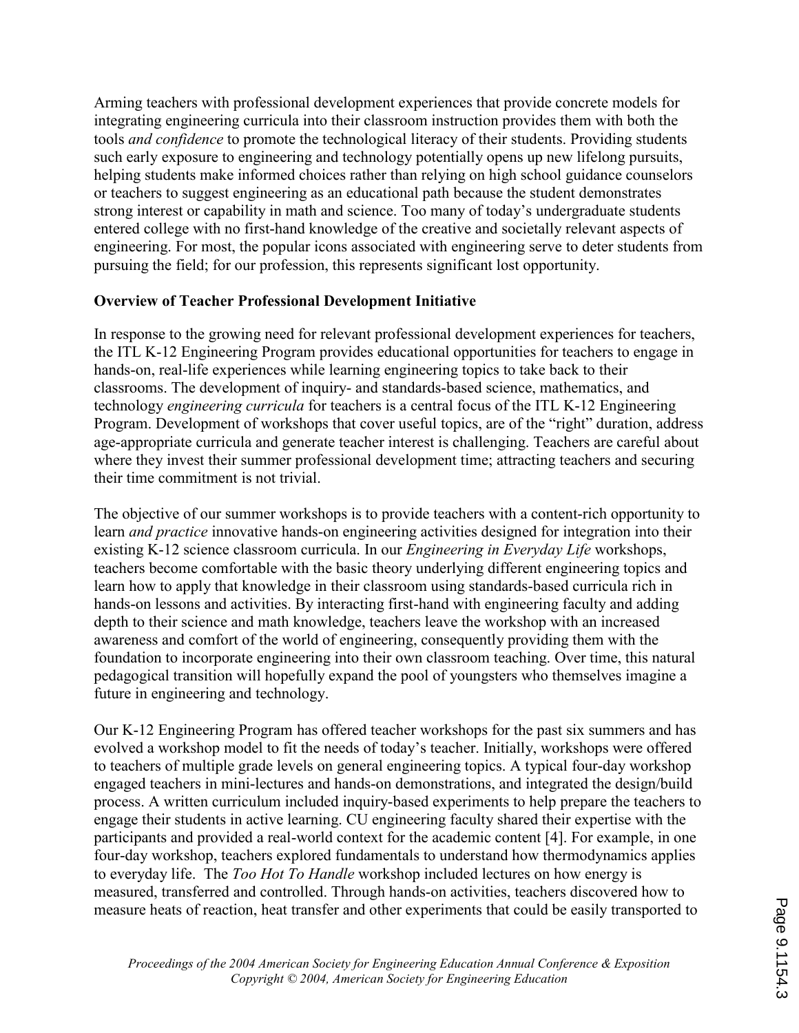Arming teachers with professional development experiences that provide concrete models for integrating engineering curricula into their classroom instruction provides them with both the tools *and confidence* to promote the technological literacy of their students. Providing students such early exposure to engineering and technology potentially opens up new lifelong pursuits, helping students make informed choices rather than relying on high school guidance counselors or teachers to suggest engineering as an educational path because the student demonstrates strong interest or capability in math and science. Too many of today's undergraduate students entered college with no first-hand knowledge of the creative and societally relevant aspects of engineering. For most, the popular icons associated with engineering serve to deter students from pursuing the field; for our profession, this represents significant lost opportunity.

**Overview of Teacher Professional Development Initiative**

In response to the growing need for relevant professional development experiences for teachers, the ITL K-12 Engineering Program provides educational opportunities for teachers to engage in hands-on, real-life experiences while learning engineering topics to take back to their classrooms. The development of inquiry- and standards-based science, mathematics, and technology *engineering curricula* for teachers is a central focus of the ITL K-12 Engineering Program. Development of workshops that cover useful topics, are of the "right" duration, address age-appropriate curricula and generate teacher interest is challenging. Teachers are careful about where they invest their summer professional development time; attracting teachers and securing their time commitment is not trivial.

The objective of our summer workshops is to provide teachers with a content-rich opportunity to learn *and practice* innovative hands-on engineering activities designed for integration into their existing K-12 science classroom curricula. In our *Engineering in Everyday Life* workshops, teachers become comfortable with the basic theory underlying different engineering topics and learn how to apply that knowledge in their classroom using standards-based curricula rich in hands-on lessons and activities. By interacting first-hand with engineering faculty and adding depth to their science and math knowledge, teachers leave the workshop with an increased awareness and comfort of the world of engineering, consequently providing them with the foundation to incorporate engineering into their own classroom teaching. Over time, this natural pedagogical transition will hopefully expand the pool of youngsters who themselves imagine a future in engineering and technology.

Our K-12 Engineering Program has offered teacher workshops for the past six summers and has evolved a workshop model to fit the needs of today's teacher. Initially, workshops were offered to teachers of multiple grade levels on general engineering topics. A typical four-day workshop engaged teachers in mini-lectures and hands-on demonstrations, and integrated the design/build process. A written curriculum included inquiry-based experiments to help prepare the teachers to engage their students in active learning. CU engineering faculty shared their expertise with the participants and provided a real-world context for the academic content [4]. For example, in one four-day workshop, teachers explored fundamentals to understand how thermodynamics applies to everyday life. The *Too Hot To Handle* workshop included lectures on how energy is measured, transferred and controlled. Through hands-on activities, teachers discovered how to measure heats of reaction, heat transfer and other experiments that could be easily transported to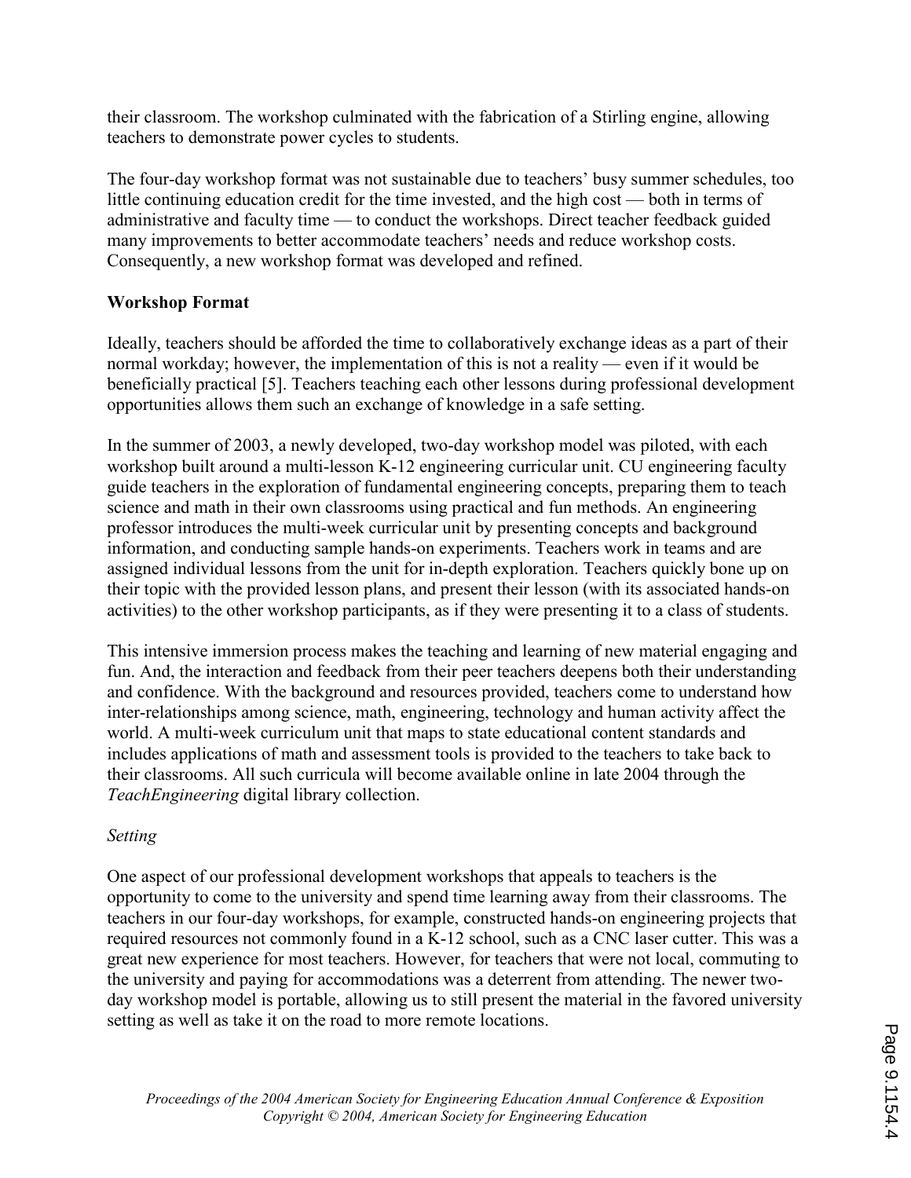their classroom. The workshop culminated with the fabrication of a Stirling engine, allowing teachers to demonstrate power cycles to students.

The four-day workshop format was not sustainable due to teachers' busy summer schedules, too little continuing education credit for the time invested, and the high cost — both in terms of administrative and faculty time — to conduct the workshops. Direct teacher feedback guided many improvements to better accommodate teachers' needs and reduce workshop costs. Consequently, a new workshop format was developed and refined.

## Workshop Format

Ideally, teachers should be afforded the time to collaboratively exchange ideas as a part of their normal workday; however, the implementation of this is not a reality — even if it would be beneficially practical [5]. Teachers teaching each other lessons during professional development opportunities allows them such an exchange of knowledge in a safe setting.

In the summer of 2003, a newly developed, two-day workshop model was piloted, with each workshop built around a multi-lesson K-12 engineering curricular unit. CU engineering faculty guide teachers in the exploration of fundamental engineering concepts, preparing them to teach science and math in their own classrooms using practical and fun methods. An engineering professor introduces the multi-week curricular unit by presenting concepts and background information, and conducting sample hands-on experiments. Teachers work in teams and are assigned individual lessons from the unit for in-depth exploration. Teachers quickly bone up on their topic with the provided lesson plans, and present their lesson (with its associated hands-on activities) to the other workshop participants, as if they were presenting it to a class of students.

This intensive immersion process makes the teaching and learning of new material engaging and fun. And, the interaction and feedback from their peer teachers deepens both their understanding and confidence. With the background and resources provided, teachers come to understand how inter-relationships among science, math, engineering, technology and human activity affect the world. A multi-week curriculum unit that maps to state educational content standards and includes applications of math and assessment tools is provided to the teachers to take back to their classrooms. All such curricula will become available online in late 2004 through the *TeachEngineering* digital library collection.

### *Setting*

One aspect of our professional development workshops that appeals to teachers is the opportunity to come to the university and spend time learning away from their classrooms. The teachers in our four-day workshops, for example, constructed hands-on engineering projects that required resources not commonly found in a K-12 school, such as a CNC laser cutter. This was a great new experience for most teachers. However, for teachers that were not local, commuting to the university and paying for accommodations was a deterrent from attending. The newer two-day workshop model is portable, allowing us to still present the material in the favored university setting as well as take it on the road to more remote locations.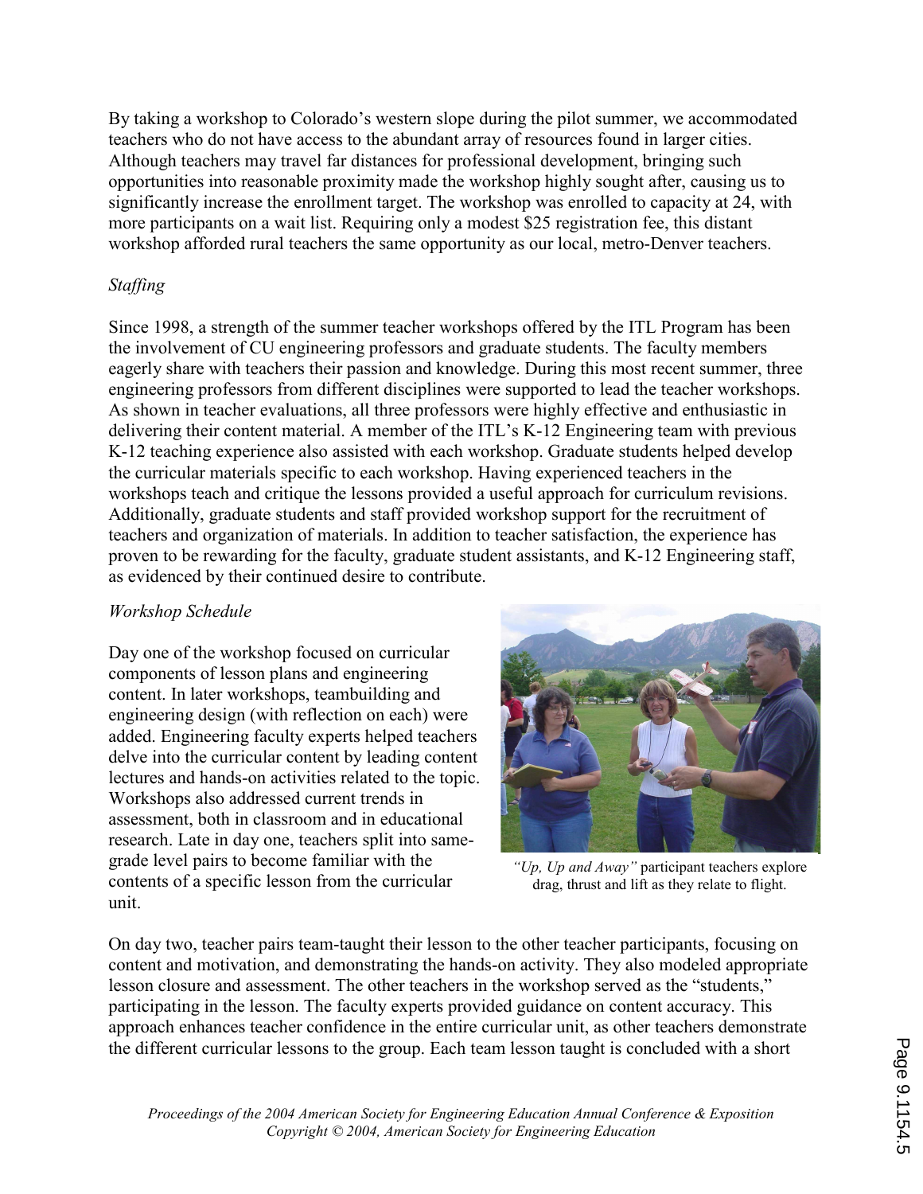By taking a workshop to Colorado's western slope during the pilot summer, we accommodated teachers who do not have access to the abundant array of resources found in larger cities. Although teachers may travel far distances for professional development, bringing such opportunities into reasonable proximity made the workshop highly sought after, causing us to significantly increase the enrollment target. The workshop was enrolled to capacity at 24, with more participants on a wait list. Requiring only a modest $25 registration fee, this distant workshop afforded rural teachers the same opportunity as our local, metro-Denver teachers.

*Staffing*

Since 1998, a strength of the summer teacher workshops offered by the ITL Program has been the involvement of CU engineering professors and graduate students. The faculty members eagerly share with teachers their passion and knowledge. During this most recent summer, three engineering professors from different disciplines were supported to lead the teacher workshops. As shown in teacher evaluations, all three professors were highly effective and enthusiastic in delivering their content material. A member of the ITL's K-12 Engineering team with previous K-12 teaching experience also assisted with each workshop. Graduate students helped develop the curricular materials specific to each workshop. Having experienced teachers in the workshops teach and critique the lessons provided a useful approach for curriculum revisions. Additionally, graduate students and staff provided workshop support for the recruitment of teachers and organization of materials. In addition to teacher satisfaction, the experience has proven to be rewarding for the faculty, graduate student assistants, and K-12 Engineering staff, as evidenced by their continued desire to contribute.

*Workshop Schedule*

Day one of the workshop focused on curricular components of lesson plans and engineering content. In later workshops, teambuilding and engineering design (with reflection on each) were added. Engineering faculty experts helped teachers delve into the curricular content by leading content lectures and hands-on activities related to the topic. Workshops also addressed current trends in assessment, both in classroom and in educational research. Late in day one, teachers split into same-grade level pairs to become familiar with the contents of a specific lesson from the curricular unit.

*"Up, Up and Away"* participant teachers explore drag, thrust and lift as they relate to flight.

On day two, teacher pairs team-taught their lesson to the other teacher participants, focusing on content and motivation, and demonstrating the hands-on activity. They also modeled appropriate lesson closure and assessment. The other teachers in the workshop served as the "students," participating in the lesson. The faculty experts provided guidance on content accuracy. This approach enhances teacher confidence in the entire curricular unit, as other teachers demonstrate the different curricular lessons to the group. Each team lesson taught is concluded with a short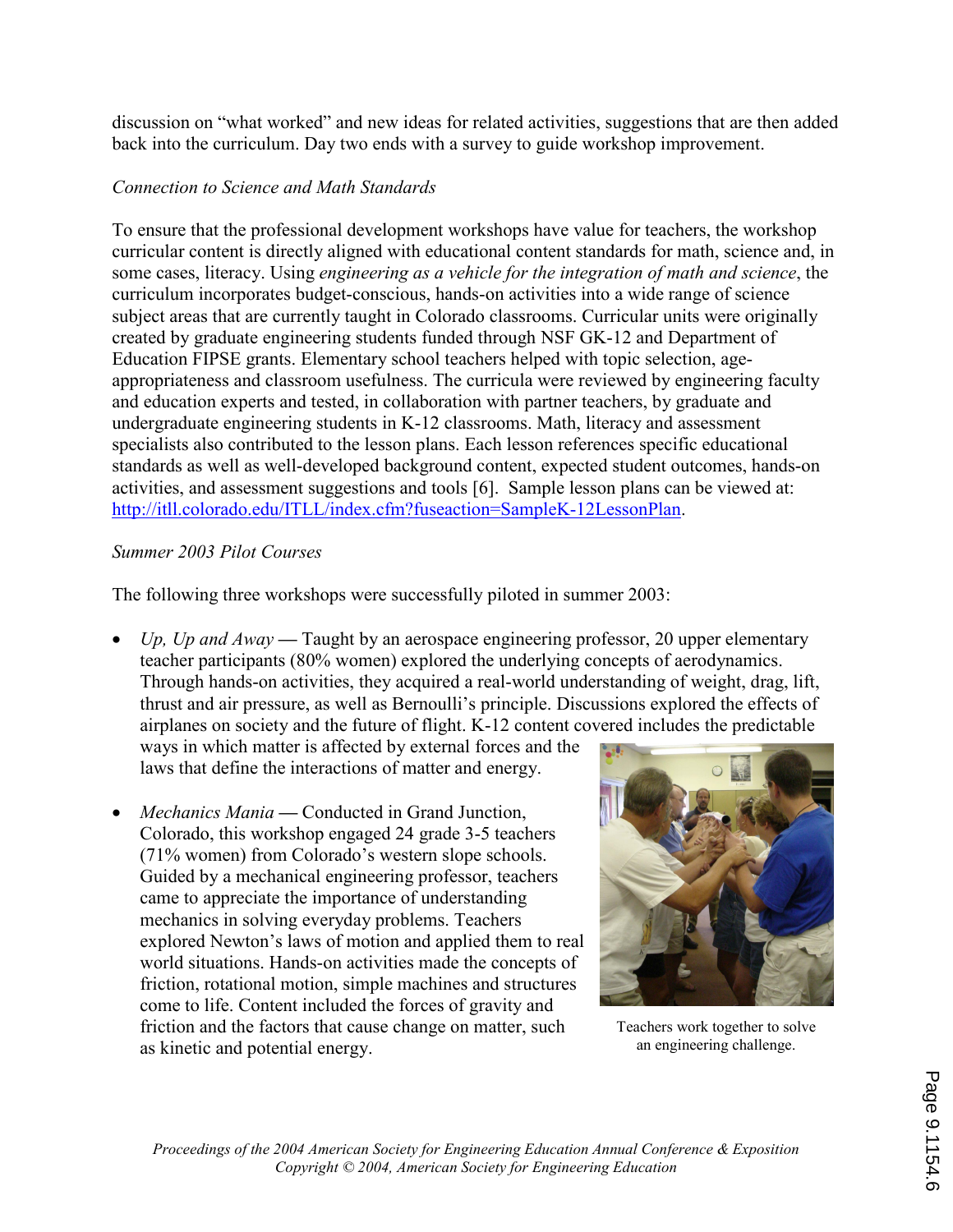discussion on "what worked" and new ideas for related activities, suggestions that are then added back into the curriculum. Day two ends with a survey to guide workshop improvement.

*Connection to Science and Math Standards*

To ensure that the professional development workshops have value for teachers, the workshop curricular content is directly aligned with educational content standards for math, science and, in some cases, literacy. Using *engineering as a vehicle for the integration of math and science*, the curriculum incorporates budget-conscious, hands-on activities into a wide range of science subject areas that are currently taught in Colorado classrooms. Curricular units were originally created by graduate engineering students funded through NSF GK-12 and Department of Education FIPSE grants. Elementary school teachers helped with topic selection, age-appropriateness and classroom usefulness. The curricula were reviewed by engineering faculty and education experts and tested, in collaboration with partner teachers, by graduate and undergraduate engineering students in K-12 classrooms. Math, literacy and assessment specialists also contributed to the lesson plans. Each lesson references specific educational standards as well as well-developed background content, expected student outcomes, hands-on activities, and assessment suggestions and tools [6]. Sample lesson plans can be viewed at: http://itll.colorado.edu/ITLL/index.cfm?fuseaction=SampleK-12LessonPlan.

*Summer 2003 Pilot Courses*

The following three workshops were successfully piloted in summer 2003:

- *Up, Up and Away* — Taught by an aerospace engineering professor, 20 upper elementary teacher participants (80% women) explored the underlying concepts of aerodynamics. Through hands-on activities, they acquired a real-world understanding of weight, drag, lift, thrust and air pressure, as well as Bernoulli's principle. Discussions explored the effects of airplanes on society and the future of flight. K-12 content covered includes the predictable ways in which matter is affected by external forces and the laws that define the interactions of matter and energy.

- *Mechanics Mania* — Conducted in Grand Junction, Colorado, this workshop engaged 24 grade 3-5 teachers (71% women) from Colorado's western slope schools. Guided by a mechanical engineering professor, teachers came to appreciate the importance of understanding mechanics in solving everyday problems. Teachers explored Newton's laws of motion and applied them to real world situations. Hands-on activities made the concepts of friction, rotational motion, simple machines and structures come to life. Content included the forces of gravity and friction and the factors that cause change on matter, such as kinetic and potential energy.

Teachers work together to solve an engineering challenge.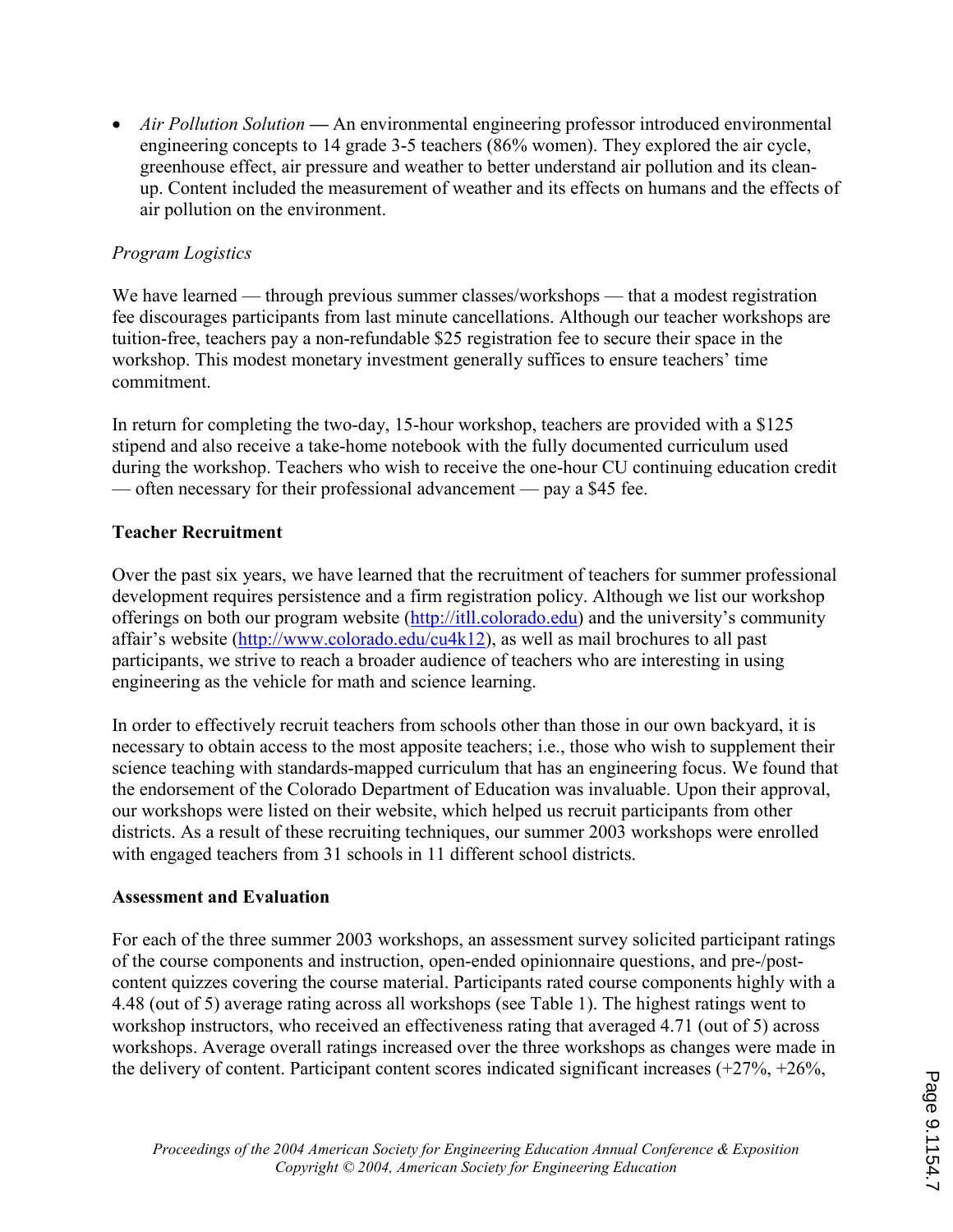- *Air Pollution Solution* **—** An environmental engineering professor introduced environmental engineering concepts to 14 grade 3-5 teachers (86% women). They explored the air cycle, greenhouse effect, air pressure and weather to better understand air pollution and its clean-up. Content included the measurement of weather and its effects on humans and the effects of air pollution on the environment.

*Program Logistics*

We have learned — through previous summer classes/workshops — that a modest registration fee discourages participants from last minute cancellations. Although our teacher workshops are tuition-free, teachers pay a non-refundable $25 registration fee to secure their space in the workshop. This modest monetary investment generally suffices to ensure teachers' time commitment.

In return for completing the two-day, 15-hour workshop, teachers are provided with a $125 stipend and also receive a take-home notebook with the fully documented curriculum used during the workshop. Teachers who wish to receive the one-hour CU continuing education credit — often necessary for their professional advancement — pay a $45 fee.

**Teacher Recruitment**

Over the past six years, we have learned that the recruitment of teachers for summer professional development requires persistence and a firm registration policy. Although we list our workshop offerings on both our program website (http://itll.colorado.edu) and the university's community affair's website (http://www.colorado.edu/cu4k12), as well as mail brochures to all past participants, we strive to reach a broader audience of teachers who are interesting in using engineering as the vehicle for math and science learning.

In order to effectively recruit teachers from schools other than those in our own backyard, it is necessary to obtain access to the most apposite teachers; i.e., those who wish to supplement their science teaching with standards-mapped curriculum that has an engineering focus. We found that the endorsement of the Colorado Department of Education was invaluable. Upon their approval, our workshops were listed on their website, which helped us recruit participants from other districts. As a result of these recruiting techniques, our summer 2003 workshops were enrolled with engaged teachers from 31 schools in 11 different school districts.

**Assessment and Evaluation**

For each of the three summer 2003 workshops, an assessment survey solicited participant ratings of the course components and instruction, open-ended opinionnaire questions, and pre-/post-content quizzes covering the course material. Participants rated course components highly with a 4.48 (out of 5) average rating across all workshops (see Table 1). The highest ratings went to workshop instructors, who received an effectiveness rating that averaged 4.71 (out of 5) across workshops. Average overall ratings increased over the three workshops as changes were made in the delivery of content. Participant content scores indicated significant increases (+27%, +26%,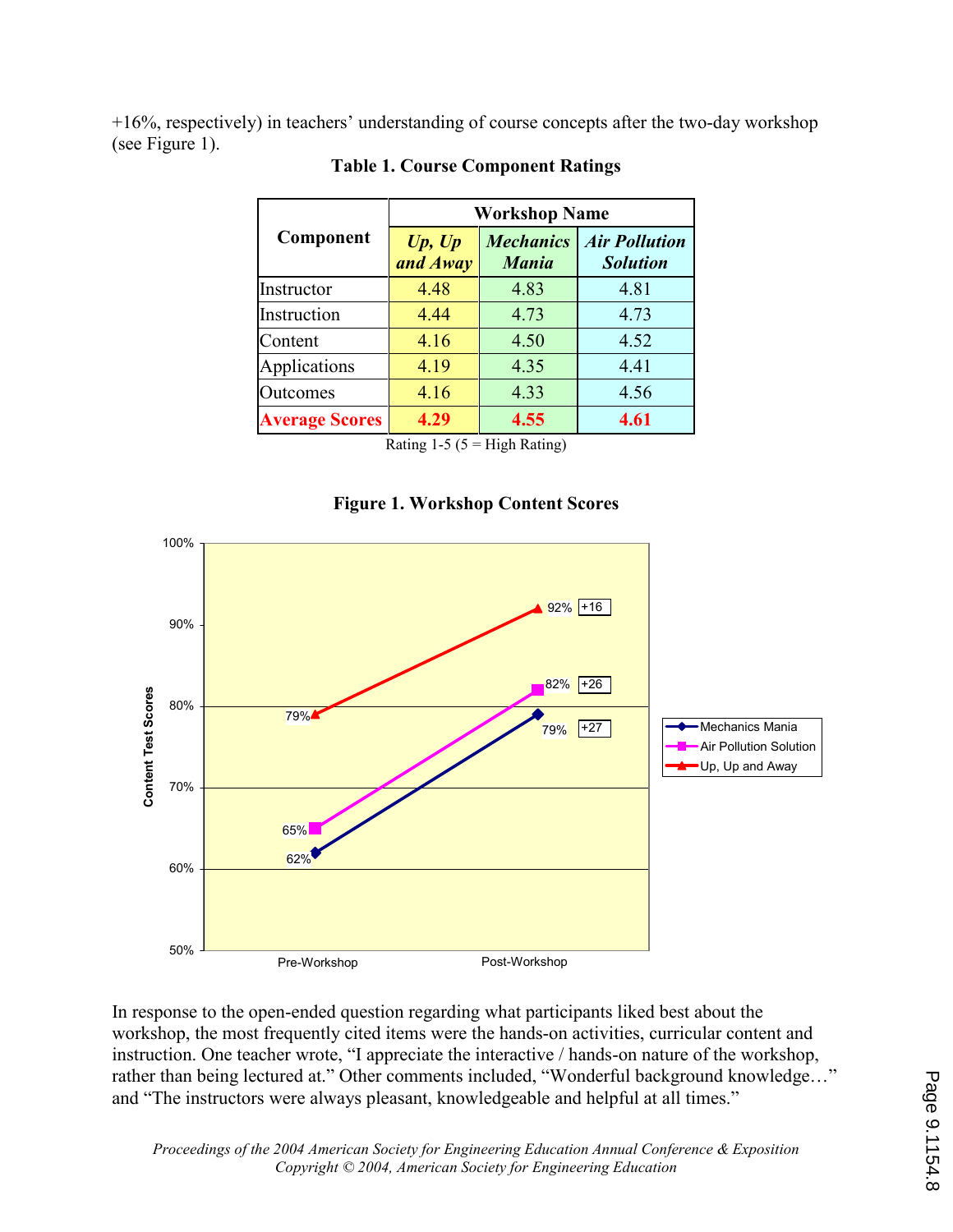+16%, respectively) in teachers' understanding of course concepts after the two-day workshop (see Figure 1).

**Table 1. Course Component Ratings**

| Component | Workshop Name | | |
|---|---|---|---|
| | ***Up, Up and Away*** | ***Mechanics Mania*** | ***Air Pollution Solution*** |
| Instructor | 4.48 | 4.83 | 4.81 |
| Instruction | 4.44 | 4.73 | 4.73 |
| Content | 4.16 | 4.50 | 4.52 |
| Applications | 4.19 | 4.35 | 4.41 |
| Outcomes | 4.16 | 4.33 | 4.56 |
| **Average Scores** | **4.29** | **4.55** | **4.61** |

Rating 1-5 (5 = High Rating)

**Figure 1. Workshop Content Scores**

| Workshop | Pre-Workshop | Post-Workshop | Change |
|---|---|---|---|
| Mechanics Mania | 62% | 79% | +27 |
| Air Pollution Solution | 65% | 82% | +26 |
| Up, Up and Away | 79% | 92% | +16 |

In response to the open-ended question regarding what participants liked best about the workshop, the most frequently cited items were the hands-on activities, curricular content and instruction. One teacher wrote, "I appreciate the interactive / hands-on nature of the workshop, rather than being lectured at." Other comments included, "Wonderful background knowledge…" and "The instructors were always pleasant, knowledgeable and helpful at all times."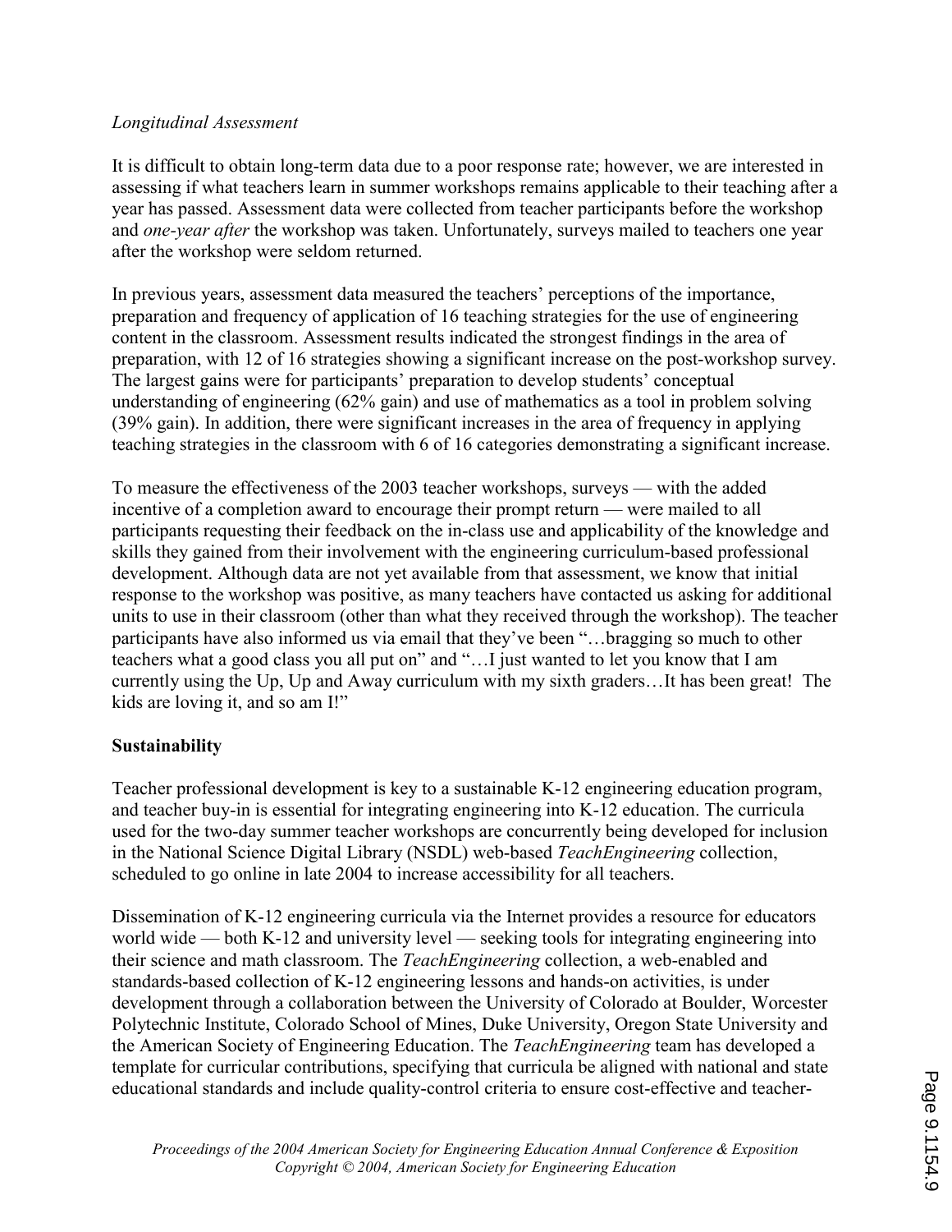*Longitudinal Assessment*

It is difficult to obtain long-term data due to a poor response rate; however, we are interested in assessing if what teachers learn in summer workshops remains applicable to their teaching after a year has passed. Assessment data were collected from teacher participants before the workshop and *one-year after* the workshop was taken. Unfortunately, surveys mailed to teachers one year after the workshop were seldom returned.

In previous years, assessment data measured the teachers' perceptions of the importance, preparation and frequency of application of 16 teaching strategies for the use of engineering content in the classroom. Assessment results indicated the strongest findings in the area of preparation, with 12 of 16 strategies showing a significant increase on the post-workshop survey. The largest gains were for participants' preparation to develop students' conceptual understanding of engineering (62% gain) and use of mathematics as a tool in problem solving (39% gain). In addition, there were significant increases in the area of frequency in applying teaching strategies in the classroom with 6 of 16 categories demonstrating a significant increase.

To measure the effectiveness of the 2003 teacher workshops, surveys — with the added incentive of a completion award to encourage their prompt return — were mailed to all participants requesting their feedback on the in-class use and applicability of the knowledge and skills they gained from their involvement with the engineering curriculum-based professional development. Although data are not yet available from that assessment, we know that initial response to the workshop was positive, as many teachers have contacted us asking for additional units to use in their classroom (other than what they received through the workshop). The teacher participants have also informed us via email that they've been "…bragging so much to other teachers what a good class you all put on" and "…I just wanted to let you know that I am currently using the Up, Up and Away curriculum with my sixth graders…It has been great! The kids are loving it, and so am I!"

## Sustainability

Teacher professional development is key to a sustainable K-12 engineering education program, and teacher buy-in is essential for integrating engineering into K-12 education. The curricula used for the two-day summer teacher workshops are concurrently being developed for inclusion in the National Science Digital Library (NSDL) web-based *TeachEngineering* collection, scheduled to go online in late 2004 to increase accessibility for all teachers.

Dissemination of K-12 engineering curricula via the Internet provides a resource for educators world wide — both K-12 and university level — seeking tools for integrating engineering into their science and math classroom. The *TeachEngineering* collection, a web-enabled and standards-based collection of K-12 engineering lessons and hands-on activities, is under development through a collaboration between the University of Colorado at Boulder, Worcester Polytechnic Institute, Colorado School of Mines, Duke University, Oregon State University and the American Society of Engineering Education. The *TeachEngineering* team has developed a template for curricular contributions, specifying that curricula be aligned with national and state educational standards and include quality-control criteria to ensure cost-effective and teacher-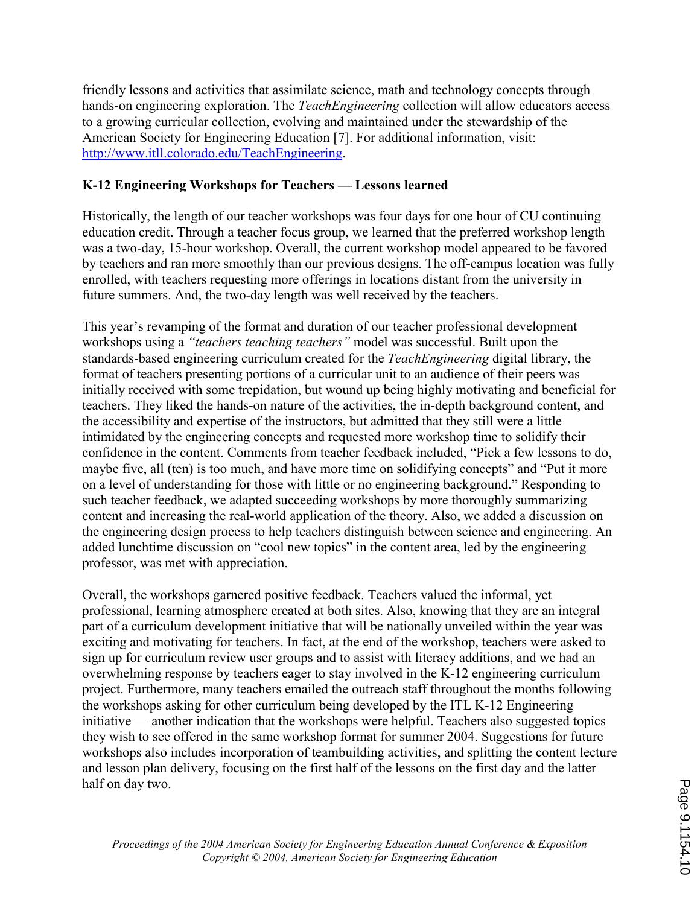friendly lessons and activities that assimilate science, math and technology concepts through hands-on engineering exploration. The *TeachEngineering* collection will allow educators access to a growing curricular collection, evolving and maintained under the stewardship of the American Society for Engineering Education [7]. For additional information, visit: http://www.itll.colorado.edu/TeachEngineering.

**K-12 Engineering Workshops for Teachers — Lessons learned**

Historically, the length of our teacher workshops was four days for one hour of CU continuing education credit. Through a teacher focus group, we learned that the preferred workshop length was a two-day, 15-hour workshop. Overall, the current workshop model appeared to be favored by teachers and ran more smoothly than our previous designs. The off-campus location was fully enrolled, with teachers requesting more offerings in locations distant from the university in future summers. And, the two-day length was well received by the teachers.

This year's revamping of the format and duration of our teacher professional development workshops using a *"teachers teaching teachers"* model was successful. Built upon the standards-based engineering curriculum created for the *TeachEngineering* digital library, the format of teachers presenting portions of a curricular unit to an audience of their peers was initially received with some trepidation, but wound up being highly motivating and beneficial for teachers. They liked the hands-on nature of the activities, the in-depth background content, and the accessibility and expertise of the instructors, but admitted that they still were a little intimidated by the engineering concepts and requested more workshop time to solidify their confidence in the content. Comments from teacher feedback included, "Pick a few lessons to do, maybe five, all (ten) is too much, and have more time on solidifying concepts" and "Put it more on a level of understanding for those with little or no engineering background." Responding to such teacher feedback, we adapted succeeding workshops by more thoroughly summarizing content and increasing the real-world application of the theory. Also, we added a discussion on the engineering design process to help teachers distinguish between science and engineering. An added lunchtime discussion on "cool new topics" in the content area, led by the engineering professor, was met with appreciation.

Overall, the workshops garnered positive feedback. Teachers valued the informal, yet professional, learning atmosphere created at both sites. Also, knowing that they are an integral part of a curriculum development initiative that will be nationally unveiled within the year was exciting and motivating for teachers. In fact, at the end of the workshop, teachers were asked to sign up for curriculum review user groups and to assist with literacy additions, and we had an overwhelming response by teachers eager to stay involved in the K-12 engineering curriculum project. Furthermore, many teachers emailed the outreach staff throughout the months following the workshops asking for other curriculum being developed by the ITL K-12 Engineering initiative — another indication that the workshops were helpful. Teachers also suggested topics they wish to see offered in the same workshop format for summer 2004. Suggestions for future workshops also includes incorporation of teambuilding activities, and splitting the content lecture and lesson plan delivery, focusing on the first half of the lessons on the first day and the latter half on day two.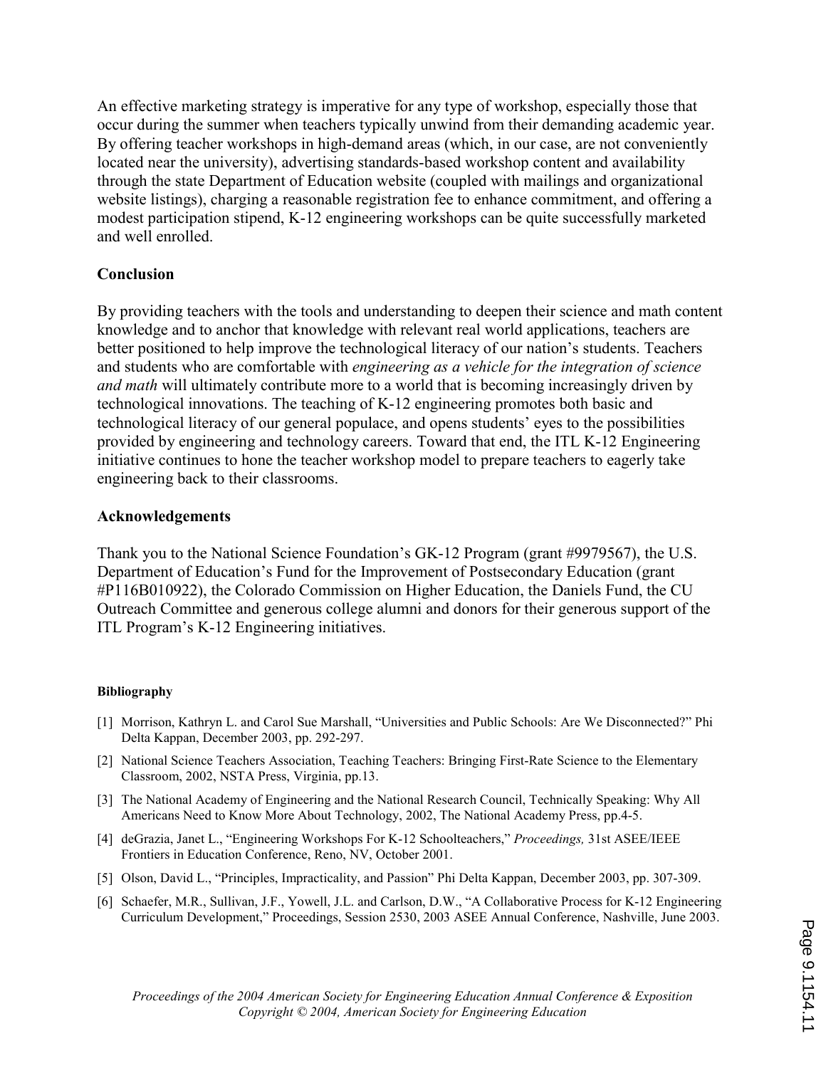An effective marketing strategy is imperative for any type of workshop, especially those that occur during the summer when teachers typically unwind from their demanding academic year. By offering teacher workshops in high-demand areas (which, in our case, are not conveniently located near the university), advertising standards-based workshop content and availability through the state Department of Education website (coupled with mailings and organizational website listings), charging a reasonable registration fee to enhance commitment, and offering a modest participation stipend, K-12 engineering workshops can be quite successfully marketed and well enrolled.

## Conclusion

By providing teachers with the tools and understanding to deepen their science and math content knowledge and to anchor that knowledge with relevant real world applications, teachers are better positioned to help improve the technological literacy of our nation's students. Teachers and students who are comfortable with *engineering as a vehicle for the integration of science and math* will ultimately contribute more to a world that is becoming increasingly driven by technological innovations. The teaching of K-12 engineering promotes both basic and technological literacy of our general populace, and opens students' eyes to the possibilities provided by engineering and technology careers. Toward that end, the ITL K-12 Engineering initiative continues to hone the teacher workshop model to prepare teachers to eagerly take engineering back to their classrooms.

## Acknowledgements

Thank you to the National Science Foundation's GK-12 Program (grant #9979567), the U.S. Department of Education's Fund for the Improvement of Postsecondary Education (grant #P116B010922), the Colorado Commission on Higher Education, the Daniels Fund, the CU Outreach Committee and generous college alumni and donors for their generous support of the ITL Program's K-12 Engineering initiatives.

### Bibliography

[1] Morrison, Kathryn L. and Carol Sue Marshall, "Universities and Public Schools: Are We Disconnected?" Phi Delta Kappan, December 2003, pp. 292-297.

[2] National Science Teachers Association, Teaching Teachers: Bringing First-Rate Science to the Elementary Classroom, 2002, NSTA Press, Virginia, pp.13.

[3] The National Academy of Engineering and the National Research Council, Technically Speaking: Why All Americans Need to Know More About Technology, 2002, The National Academy Press, pp.4-5.

[4] deGrazia, Janet L., "Engineering Workshops For K-12 Schoolteachers," *Proceedings,* 31st ASEE/IEEE Frontiers in Education Conference, Reno, NV, October 2001.

[5] Olson, David L., "Principles, Impracticality, and Passion" Phi Delta Kappan, December 2003, pp. 307-309.

[6] Schaefer, M.R., Sullivan, J.F., Yowell, J.L. and Carlson, D.W., "A Collaborative Process for K-12 Engineering Curriculum Development," Proceedings, Session 2530, 2003 ASEE Annual Conference, Nashville, June 2003.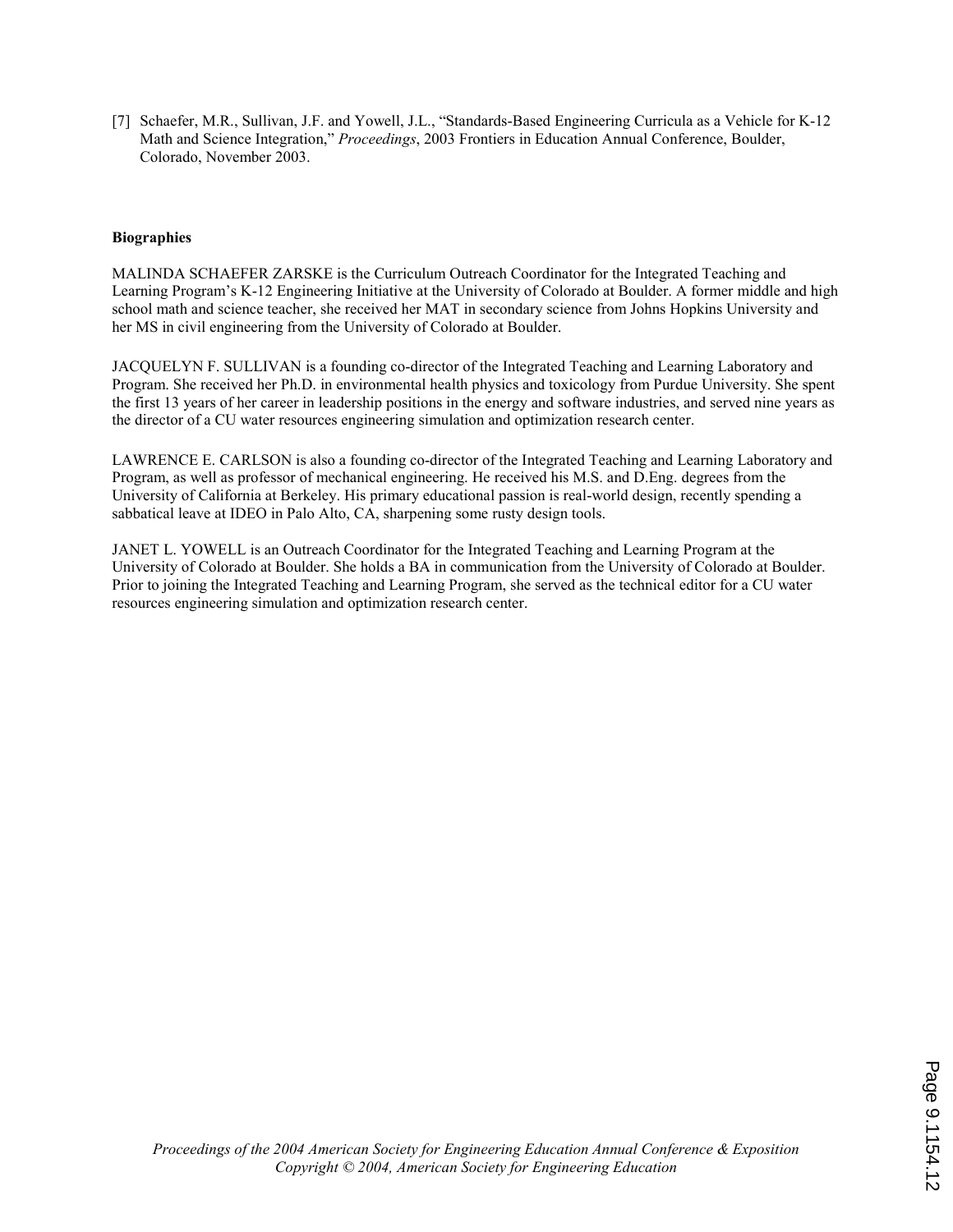[7] Schaefer, M.R., Sullivan, J.F. and Yowell, J.L., "Standards-Based Engineering Curricula as a Vehicle for K-12 Math and Science Integration," *Proceedings*, 2003 Frontiers in Education Annual Conference, Boulder, Colorado, November 2003.

**Biographies**

MALINDA SCHAEFER ZARSKE is the Curriculum Outreach Coordinator for the Integrated Teaching and Learning Program's K-12 Engineering Initiative at the University of Colorado at Boulder. A former middle and high school math and science teacher, she received her MAT in secondary science from Johns Hopkins University and her MS in civil engineering from the University of Colorado at Boulder.

JACQUELYN F. SULLIVAN is a founding co-director of the Integrated Teaching and Learning Laboratory and Program. She received her Ph.D. in environmental health physics and toxicology from Purdue University. She spent the first 13 years of her career in leadership positions in the energy and software industries, and served nine years as the director of a CU water resources engineering simulation and optimization research center.

LAWRENCE E. CARLSON is also a founding co-director of the Integrated Teaching and Learning Laboratory and Program, as well as professor of mechanical engineering. He received his M.S. and D.Eng. degrees from the University of California at Berkeley. His primary educational passion is real-world design, recently spending a sabbatical leave at IDEO in Palo Alto, CA, sharpening some rusty design tools.

JANET L. YOWELL is an Outreach Coordinator for the Integrated Teaching and Learning Program at the University of Colorado at Boulder. She holds a BA in communication from the University of Colorado at Boulder. Prior to joining the Integrated Teaching and Learning Program, she served as the technical editor for a CU water resources engineering simulation and optimization research center.